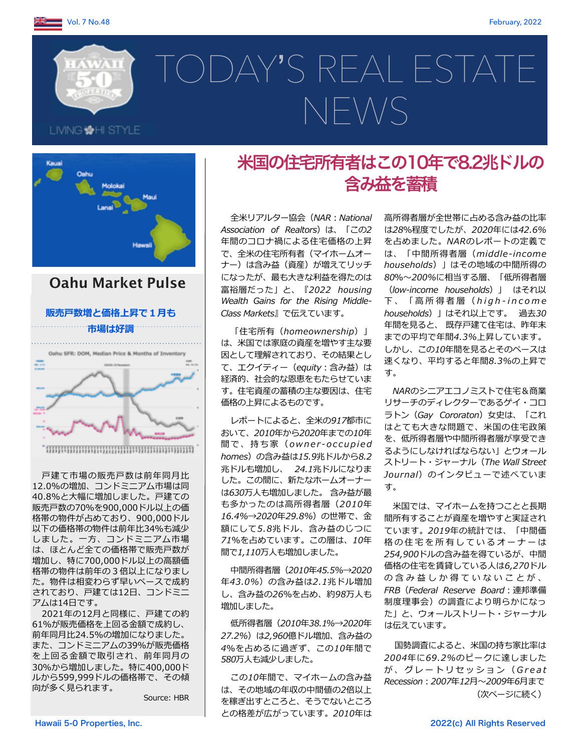# TODAY'S REAL ESTATE NEWS

## Oahu Market Pulse

### 販売戸数増と価格上昇で１月も市場は好調

戸建て市場の販売戸数は前年同月比12.0%の増加、コンドミニアム市場は同40.8%と大幅に増加しました。戸建ての販売戸数の70%を900,000ドル以上の価格帯の物件が占めており、900,000ドル以下の価格帯の物件は前年比34%も減少しました。一方、コンドミニアム市場は、ほとんど全ての価格帯で販売戸数が増加し、特に700,000ドル以上の高額価格帯の物件は前年の３倍以上になりました。物件は相変わらず早いペースで成約されており、戸建ては12日、コンドミニアムは14日です。

2021年の12月と同様に、戸建ての約61%が販売価格を上回る金額で成約し、前年同月比24.5%の増加になりました。また、コンドミニアムの39%が販売価格を上回る金額で取引され、前年同月の30%から増加しました。特に400,000ドルから599,999ドルの価格帯で、その傾向が多く見られます。

Source: HBR

## 米国の住宅所有者はこの10年で8.2兆ドルの含み益を蓄積

全米リアルター協会（*NAR*：*National Association of Realtors*）は、「この2年間のコロナ禍による住宅価格の上昇で、全米の住宅所有者（マイホームオーナー）は含み益（資産）が増えてリッチになったが、最も大きな利益を得たのは富裕層だった」と、『*2022 housing Wealth Gains for the Rising Middle-Class Markets*』で伝えています。

「住宅所有（*homeownership*）」は、米国では家庭の資産を増やす主な要因として理解されており、その結果として、エクイティー（*equity*：含み益）は経済的、社会的な恩恵をもたらせています。住宅資産の蓄積の主な要因は、住宅価格の上昇によるものです。

レポートによると、全米の917都市において、2010年から2020年までの10年間で、持ち家（*owner-occupied homes*）の含み益は15.9兆ドルから8.2兆ドルも増加し、 24.1兆ドルになりました。この間に、新たなホームオーナーは630万人も増加しました。 含み益が最も多かったのは高所得者層（2010年16.4%→2020年29.8%）の世帯で、金額にして5.8兆ドル、含み益のじつに71%を占めています。この層は、10年間で1,110万人も増加しました。

中間所得者層（2010年45.5%→2020年43.0%）の含み益は2.1兆ドル増加し、含み益の26%を占め、約98万人も増加しました。

低所得者層（2010年38.1%→2020年27.2%）は2,960億ドル増加、含み益の4%を占めるに過ぎず、この10年間で580万人も減少しました。

この10年間で、マイホームの含み益は、その地域の年収の中間値の2倍以上を稼ぎ出すところと、そうでないところとの格差が広がっています。2010年は高所得者層が全世帯に占める含み益の比率は28%程度でしたが、2020年には42.6%を占めました。NARのレポートの定義では、「中間所得者層（*middle-income households*）」はその地域の中間所得の80%〜200%に相当する層、「低所得者層（*low-income households*）」 はそれ以下、「高所得者層（*high-income households*）」はそれ以上です。 過去30年間を見ると、 既存戸建て住宅は、昨年末までの平均で年間4.3%上昇しています。しかし、この10年間を見るとそのペースは速くなり、平均すると年間8.3%の上昇です。

NARのシニアエコノミストで住宅＆商業リサーチのディレクターであるゲイ・コロラトン（*Gay Cororaton*）女史は、「これはとても大きな問題で、米国の住宅政策を、低所得者層や中間所得者層が享受できるようにしなければならない」とウォールストリート・ジャーナル（*The Wall Street Journal*）のインタビューで述べています。

米国では、マイホームを持つことと長期間所有することが資産を増やすと実証されています。2019年の統計では、「中間価格の住宅を所有しているオーナーは254,900ドルの含み益を得ているが、中間価格の住宅を賃貸している人は6,270ドルの含み益しか得ていないことが、*FRB*（*Federal Reserve Board*：連邦準備制度理事会）の調査により明らかになった」と、ウォールストリート・ジャーナルは伝えています。

国勢調査によると、米国の持ち家比率は2004年に69.2%のピークに達しましたが、グレートリセッション（*Great Recession*：2007年12月〜2009年6月まで

（次ページに続く）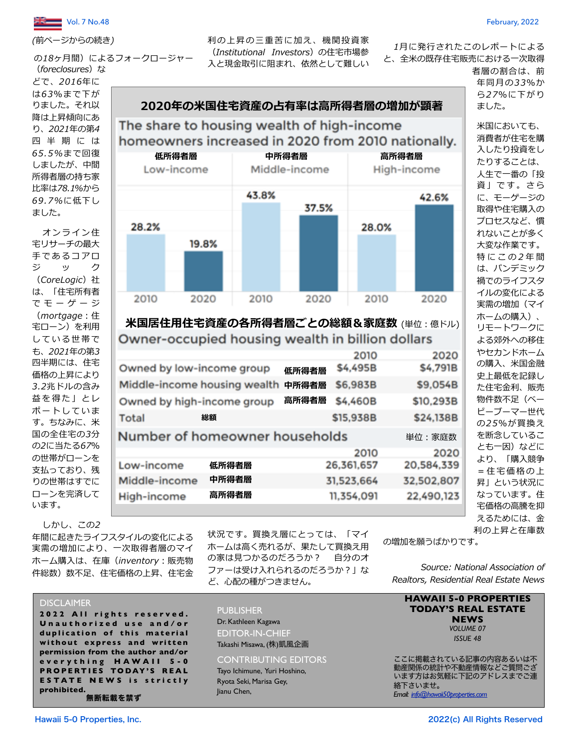(前ページからの続き)

の18ヶ月間）によるフォークロージャー（*foreclosures*）などで、*2016*年には*63%*まで下がりました。それ以降は上昇傾向にあり、*2021*年の第*4*四半期には*65.5%*まで回復しましたが、中間所得者層の持ち家比率は*78.1%*から*69.7%*に低下しました。

オンライン住宅リサーチの最大手であるコアロジック（*CoreLogic*）社は、「住宅所有者でモーゲージ（*mortgage*：住宅ローン）を利用している世帯でも、*2021*年の第*3*四半期には、住宅価格の上昇により*3.2*兆ドルの含み益を得た」とレポートしています。ちなみに、米国の全住宅の*3*分の*2*に当たる*67%*の世帯がローンを支払っており、残りの世帯はすでにローンを完済しています。

## 2020年の米国住宅資産の占有率は高所得者層の増加が顕著

The share to housing wealth of high-income homeowners increased in 2020 from 2010 nationally.

低所得者層 Low-income: 2010 28.2%, 2020 19.8%

中所得者層 Middle-income: 2010 43.8%, 2020 37.5%

高所得者層 High-income: 2010 28.0%, 2020 42.6%

### 米国居住用住宅資産の各所得者層ごとの総額＆家庭数 (単位：億ドル)

Owner-occupied housing wealth in billion dollars

| | | 2010 | 2020 |
|---|---|---|---|
| Owned by low-income group | 低所得者層 | $4,495B | $4,791B |
| Middle-income housing wealth | 中所得者層 | $6,983B | $9,054B |
| Owned by high-income group | 高所得者層 | $4,460B | $10,293B |
| Total | 総額 | $15,938B | $24,138B |

Number of homeowner households　単位：家庭数

| | | 2010 | 2020 |
|---|---|---|---|
| Low-income | 低所得者層 | 26,361,657 | 20,584,339 |
| Middle-income | 中所得者層 | 31,523,664 | 32,502,807 |
| High-income | 高所得者層 | 11,354,091 | 22,490,123 |

しかし、この*2*年間に起きたライフスタイルの変化による実需の増加により、一次取得者層のマイホーム購入は、在庫（*inventory*：販売物件総数）数不足、住宅価格の上昇、住宅金利の上昇の三重苦に加え、機関投資家（*Institutional Investors*）の住宅市場参入と現金取引に阻まれ、依然として難しい状況です。買換え層にとっては、「マイホームは高く売れるが、果たして買換え用の家は見つかるのだろうか？　自分のオファーは受け入れられるのだろうか？」など、心配の種がつきません。

*1*月に発行されたこのレポートによると、全米の既存住宅販売における一次取得者層の割合は、前年同月の*33%*から*27%*に下がりました。

米国においても、消費者が住宅を購入したり投資をしたりすることは、人生で一番の「投資」です。さらに、モーゲージの取得や住宅購入のプロセスなど、慣れないことが多く大変な作業です。特にこの*2*年間は、パンデミック禍でのライフスタイルの変化による実需の増加（マイホームの購入）、リモートワークによる郊外への移住やセカンドホームの購入、米国金融史上最低を記録した住宅金利、販売物件数不足（ベービーブーマー世代の*25%*が買換えを断念していることも一因）などにより、「購入競争＝住宅価格の上昇」という状況になっています。住宅価格の高騰を抑えるためには、金利の上昇と在庫数の増加を願うばかりです。

*Source: National Association of Realtors, Residential Real Estate News*

DISCLAIMER
**2022 All rights reserved. Unauthorized use and/or duplication of this material without express and written permission from the author and/or everything HAWAII 5-0 PROPERTIES TODAY'S REAL ESTATE NEWS is strictly prohibited.**
**無断転載を禁ず**

PUBLISHER
Dr. Kathleen Kagawa

EDITOR-IN-CHIEF
Takashi Misawa, (株)凱風企画

CONTRIBUTING EDITORS
Tayo Ichimune, Yuri Hoshino, Ryota Seki, Marisa Gey, Jianu Chen,

**HAWAII 5-0 PROPERTIES TODAY'S REAL ESTATE NEWS**
*VOLUME 07*
*ISSUE 48*

ここに掲載されている記事の内容あるいは不動産関係の統計や不動産情報などご質問ございます方はお気軽に下記のアドレスまでご連絡下さいませ。
*Email: info@hawaii50properties.com*